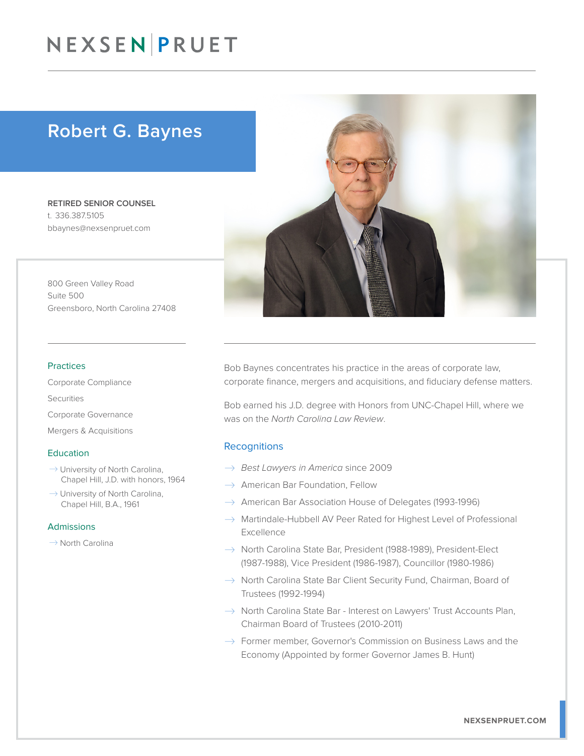# NEXSEN PRUET

## Robert G. Baynes

**RETIRED SENIOR COUNSEL**
t. 336.387.5105
bbaynes@nexsenpruet.com

800 Green Valley Road
Suite 500
Greensboro, North Carolina 27408

### Practices

Corporate Compliance

Securities

Corporate Governance

Mergers & Acquisitions

### Education

- University of North Carolina, Chapel Hill, J.D. with honors, 1964
- University of North Carolina, Chapel Hill, B.A., 1961

### Admissions

- North Carolina

Bob Baynes concentrates his practice in the areas of corporate law, corporate finance, mergers and acquisitions, and fiduciary defense matters.

Bob earned his J.D. degree with Honors from UNC-Chapel Hill, where we was on the *North Carolina Law Review*.

### Recognitions

- *Best Lawyers in America* since 2009
- American Bar Foundation, Fellow
- American Bar Association House of Delegates (1993-1996)
- Martindale-Hubbell AV Peer Rated for Highest Level of Professional Excellence
- North Carolina State Bar, President (1988-1989), President-Elect (1987-1988), Vice President (1986-1987), Councillor (1980-1986)
- North Carolina State Bar Client Security Fund, Chairman, Board of Trustees (1992-1994)
- North Carolina State Bar - Interest on Lawyers' Trust Accounts Plan, Chairman Board of Trustees (2010-2011)
- Former member, Governor's Commission on Business Laws and the Economy (Appointed by former Governor James B. Hunt)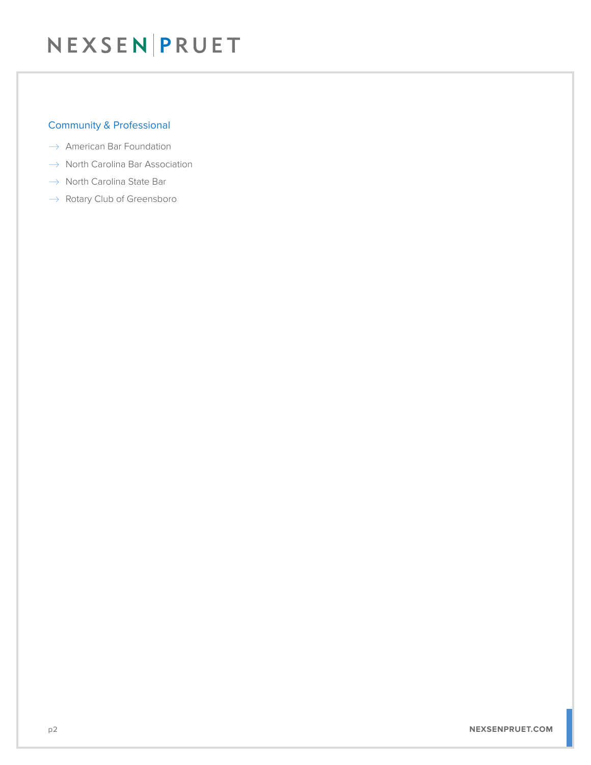## Community & Professional

- American Bar Foundation
- North Carolina Bar Association
- North Carolina State Bar
- Rotary Club of Greensboro